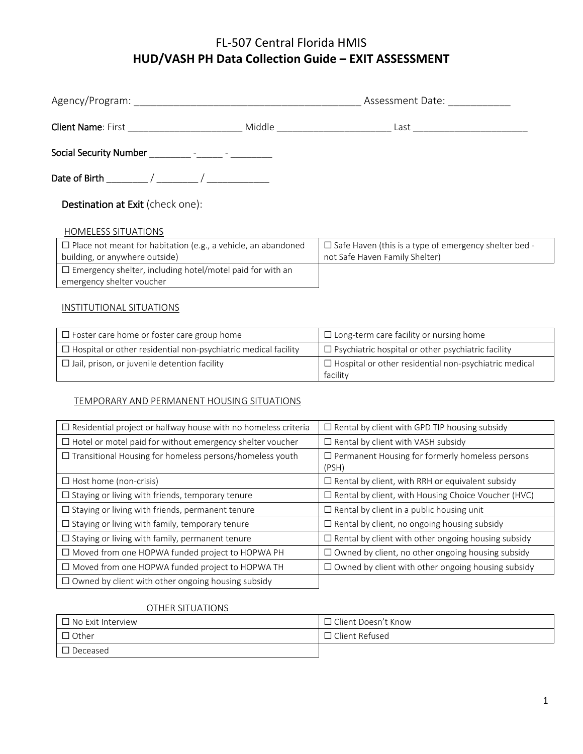# FL-507 Central Florida HMIS
## HUD/VASH PH Data Collection Guide – EXIT ASSESSMENT

Agency/Program: ________________________________________ Assessment Date: ___________

**Client Name**: First _____________________ Middle _____________________ Last _____________________

**Social Security Number** ________ -_____ - ________

**Date of Birth** ________ / ________ / ____________

**Destination at Exit** (check one):

HOMELESS SITUATIONS

| | |
|---|---|
| ☐ Place not meant for habitation (e.g., a vehicle, an abandoned building, or anywhere outside) | ☐ Safe Haven (this is a type of emergency shelter bed - not Safe Haven Family Shelter) |
| ☐ Emergency shelter, including hotel/motel paid for with an emergency shelter voucher | |

INSTITUTIONAL SITUATIONS

| | |
|---|---|
| ☐ Foster care home or foster care group home | ☐ Long-term care facility or nursing home |
| ☐ Hospital or other residential non-psychiatric medical facility | ☐ Psychiatric hospital or other psychiatric facility |
| ☐ Jail, prison, or juvenile detention facility | ☐ Hospital or other residential non-psychiatric medical facility |

TEMPORARY AND PERMANENT HOUSING SITUATIONS

| | |
|---|---|
| ☐ Residential project or halfway house with no homeless criteria | ☐ Rental by client with GPD TIP housing subsidy |
| ☐ Hotel or motel paid for without emergency shelter voucher | ☐ Rental by client with VASH subsidy |
| ☐ Transitional Housing for homeless persons/homeless youth | ☐ Permanent Housing for formerly homeless persons (PSH) |
| ☐ Host home (non-crisis) | ☐ Rental by client, with RRH or equivalent subsidy |
| ☐ Staying or living with friends, temporary tenure | ☐ Rental by client, with Housing Choice Voucher (HVC) |
| ☐ Staying or living with friends, permanent tenure | ☐ Rental by client in a public housing unit |
| ☐ Staying or living with family, temporary tenure | ☐ Rental by client, no ongoing housing subsidy |
| ☐ Staying or living with family, permanent tenure | ☐ Rental by client with other ongoing housing subsidy |
| ☐ Moved from one HOPWA funded project to HOPWA PH | ☐ Owned by client, no other ongoing housing subsidy |
| ☐ Moved from one HOPWA funded project to HOPWA TH | ☐ Owned by client with other ongoing housing subsidy |
| ☐ Owned by client with other ongoing housing subsidy | |

OTHER SITUATIONS

| | |
|---|---|
| ☐ No Exit Interview | ☐ Client Doesn't Know |
| ☐ Other | ☐ Client Refused |
| ☐ Deceased | |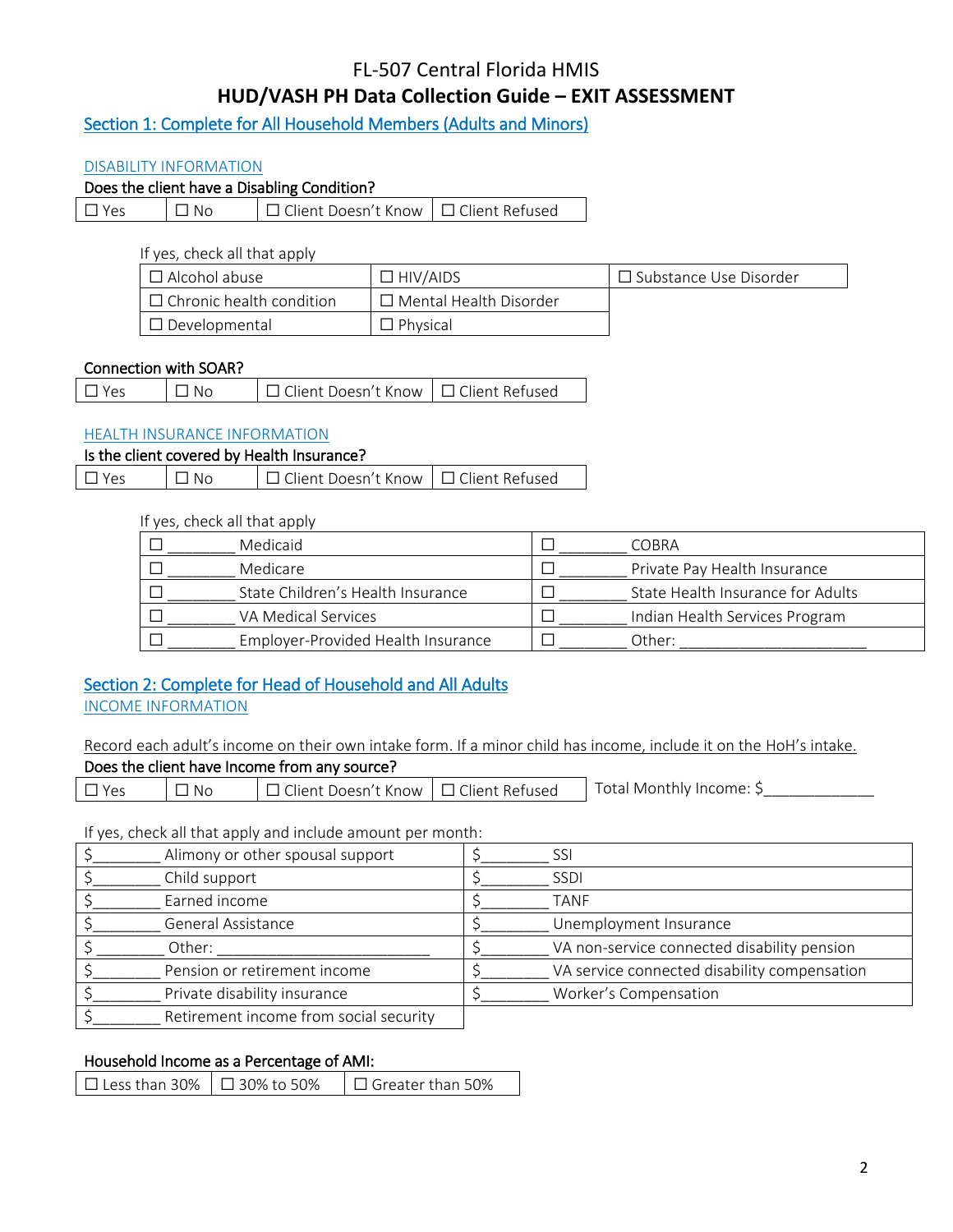# FL-507 Central Florida HMIS
## HUD/VASH PH Data Collection Guide – EXIT ASSESSMENT

### Section 1: Complete for All Household Members (Adults and Minors)

DISABILITY INFORMATION

Does the client have a Disabling Condition?

| | | | |
|---|---|---|---|
| ☐ Yes | ☐ No | ☐ Client Doesn't Know | ☐ Client Refused |

If yes, check all that apply

| | | |
|---|---|---|
| ☐ Alcohol abuse | ☐ HIV/AIDS | ☐ Substance Use Disorder |
| ☐ Chronic health condition | ☐ Mental Health Disorder | |
| ☐ Developmental | ☐ Physical | |

Connection with SOAR?

| | | | |
|---|---|---|---|
| ☐ Yes | ☐ No | ☐ Client Doesn't Know | ☐ Client Refused |

HEALTH INSURANCE INFORMATION

Is the client covered by Health Insurance?

| | | | |
|---|---|---|---|
| ☐ Yes | ☐ No | ☐ Client Doesn't Know | ☐ Client Refused |

If yes, check all that apply

| | |
|---|---|
| ☐ ________ Medicaid | ☐ ________ COBRA |
| ☐ ________ Medicare | ☐ ________ Private Pay Health Insurance |
| ☐ ________ State Children's Health Insurance | ☐ ________ State Health Insurance for Adults |
| ☐ ________ VA Medical Services | ☐ ________ Indian Health Services Program |
| ☐ ________ Employer-Provided Health Insurance | ☐ ________ Other: ______________________ |

### Section 2: Complete for Head of Household and All Adults

INCOME INFORMATION

Record each adult's income on their own intake form. If a minor child has income, include it on the HoH's intake.

Does the client have Income from any source?

| | | | |
|---|---|---|---|
| ☐ Yes | ☐ No | ☐ Client Doesn't Know | ☐ Client Refused |

Total Monthly Income: $____________

If yes, check all that apply and include amount per month:

| | |
|---|---|
| $________ Alimony or other spousal support | $________ SSI |
| $________ Child support | $________ SSDI |
| $________ Earned income | $________ TANF |
| $________ General Assistance | $________ Unemployment Insurance |
| $ ________ Other: _________________________ | $________ VA non-service connected disability pension |
| $________ Pension or retirement income | $________ VA service connected disability compensation |
| $________ Private disability insurance | $________ Worker's Compensation |
| $________ Retirement income from social security | |

Household Income as a Percentage of AMI:

| | | |
|---|---|---|
| ☐ Less than 30% | ☐ 30% to 50% | ☐ Greater than 50% |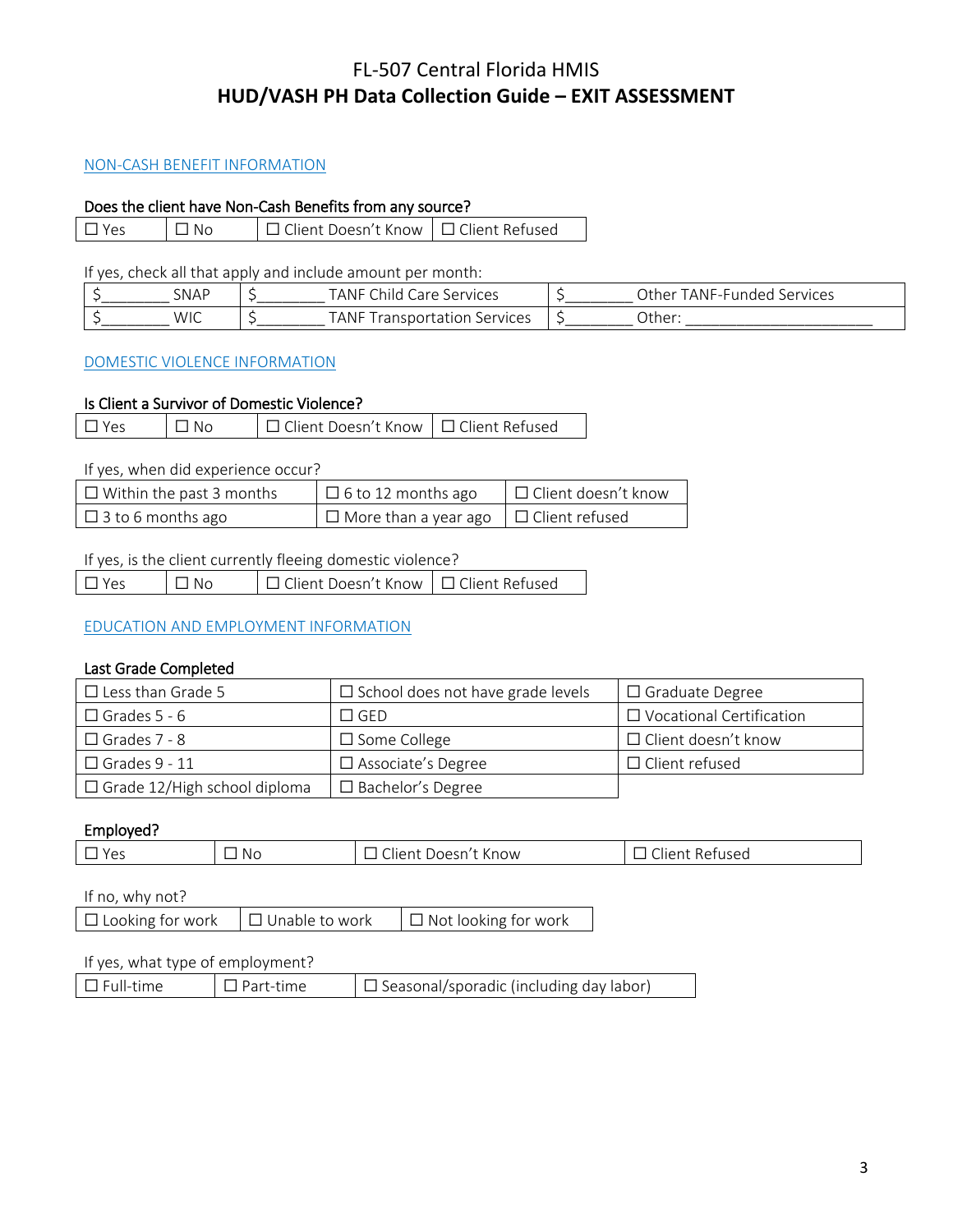# FL-507 Central Florida HMIS
## HUD/VASH PH Data Collection Guide – EXIT ASSESSMENT

### NON-CASH BENEFIT INFORMATION

**Does the client have Non-Cash Benefits from any source?**

| | | | |
|---|---|---|---|
| ☐ Yes | ☐ No | ☐ Client Doesn't Know | ☐ Client Refused |

If yes, check all that apply and include amount per month:

| | | |
|---|---|---|
| $________ SNAP | $________ TANF Child Care Services | $________ Other TANF-Funded Services |
| $________ WIC | $________ TANF Transportation Services | $________ Other: ______________________ |

### DOMESTIC VIOLENCE INFORMATION

**Is Client a Survivor of Domestic Violence?**

| | | | |
|---|---|---|---|
| ☐ Yes | ☐ No | ☐ Client Doesn't Know | ☐ Client Refused |

If yes, when did experience occur?

| | | |
|---|---|---|
| ☐ Within the past 3 months | ☐ 6 to 12 months ago | ☐ Client doesn't know |
| ☐ 3 to 6 months ago | ☐ More than a year ago | ☐ Client refused |

If yes, is the client currently fleeing domestic violence?

| | | | |
|---|---|---|---|
| ☐ Yes | ☐ No | ☐ Client Doesn't Know | ☐ Client Refused |

### EDUCATION AND EMPLOYMENT INFORMATION

**Last Grade Completed**

| | | |
|---|---|---|
| ☐ Less than Grade 5 | ☐ School does not have grade levels | ☐ Graduate Degree |
| ☐ Grades 5 - 6 | ☐ GED | ☐ Vocational Certification |
| ☐ Grades 7 - 8 | ☐ Some College | ☐ Client doesn't know |
| ☐ Grades 9 - 11 | ☐ Associate's Degree | ☐ Client refused |
| ☐ Grade 12/High school diploma | ☐ Bachelor's Degree | |

**Employed?**

| | | | |
|---|---|---|---|
| ☐ Yes | ☐ No | ☐ Client Doesn't Know | ☐ Client Refused |

If no, why not?

| | | |
|---|---|---|
| ☐ Looking for work | ☐ Unable to work | ☐ Not looking for work |

If yes, what type of employment?

| | | |
|---|---|---|
| ☐ Full-time | ☐ Part-time | ☐ Seasonal/sporadic (including day labor) |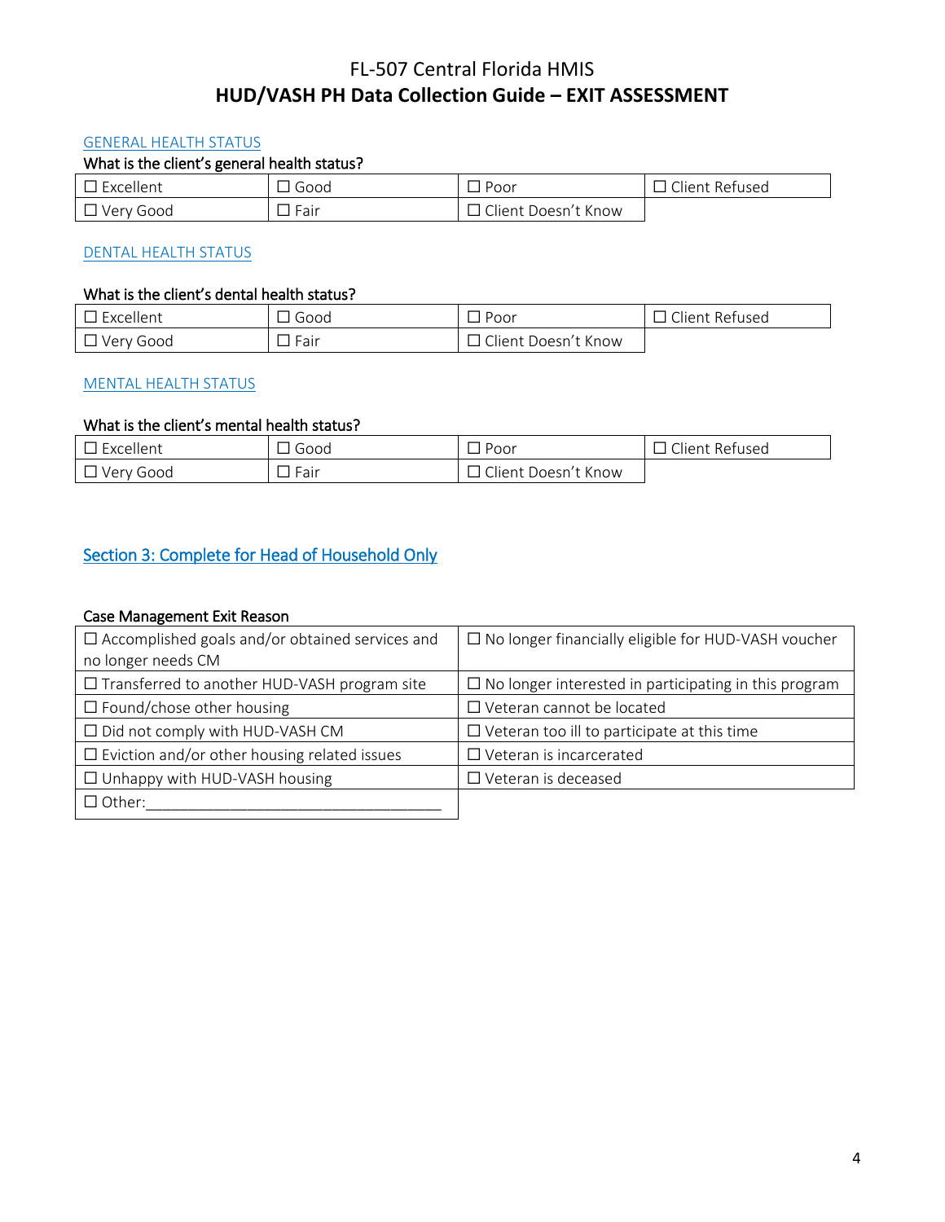# FL-507 Central Florida HMIS
## HUD/VASH PH Data Collection Guide – EXIT ASSESSMENT

GENERAL HEALTH STATUS

What is the client's general health status?

| | | | |
|---|---|---|---|
| ☐ Excellent | ☐ Good | ☐ Poor | ☐ Client Refused |
| ☐ Very Good | ☐ Fair | ☐ Client Doesn't Know | |

DENTAL HEALTH STATUS

What is the client's dental health status?

| | | | |
|---|---|---|---|
| ☐ Excellent | ☐ Good | ☐ Poor | ☐ Client Refused |
| ☐ Very Good | ☐ Fair | ☐ Client Doesn't Know | |

MENTAL HEALTH STATUS

What is the client's mental health status?

| | | | |
|---|---|---|---|
| ☐ Excellent | ☐ Good | ☐ Poor | ☐ Client Refused |
| ☐ Very Good | ☐ Fair | ☐ Client Doesn't Know | |

## Section 3: Complete for Head of Household Only

**Case Management Exit Reason**

| | |
|---|---|
| ☐ Accomplished goals and/or obtained services and no longer needs CM | ☐ No longer financially eligible for HUD-VASH voucher |
| ☐ Transferred to another HUD-VASH program site | ☐ No longer interested in participating in this program |
| ☐ Found/chose other housing | ☐ Veteran cannot be located |
| ☐ Did not comply with HUD-VASH CM | ☐ Veteran too ill to participate at this time |
| ☐ Eviction and/or other housing related issues | ☐ Veteran is incarcerated |
| ☐ Unhappy with HUD-VASH housing | ☐ Veteran is deceased |
| ☐ Other:___________________________________ | |